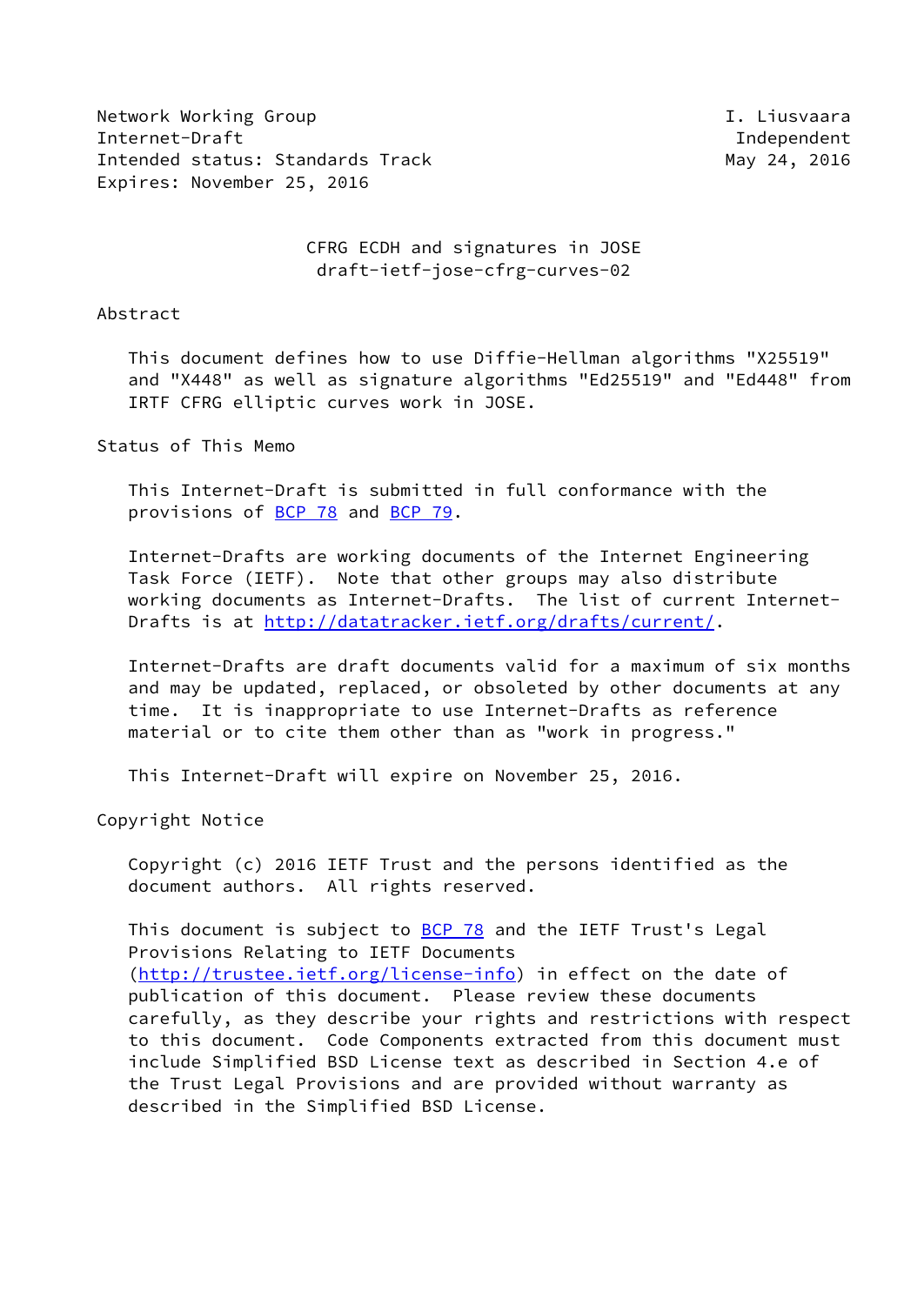Network Working Group I. Liusvaara
Internet-Draft Independent
Intended status: Standards Track May 24, 2016
Expires: November 25, 2016

# CFRG ECDH and signatures in JOSE
## draft-ietf-jose-cfrg-curves-02

## Abstract

This document defines how to use Diffie-Hellman algorithms "X25519" and "X448" as well as signature algorithms "Ed25519" and "Ed448" from IRTF CFRG elliptic curves work in JOSE.

## Status of This Memo

This Internet-Draft is submitted in full conformance with the provisions of BCP 78 and BCP 79.

Internet-Drafts are working documents of the Internet Engineering Task Force (IETF). Note that other groups may also distribute working documents as Internet-Drafts. The list of current Internet-Drafts is at http://datatracker.ietf.org/drafts/current/.

Internet-Drafts are draft documents valid for a maximum of six months and may be updated, replaced, or obsoleted by other documents at any time. It is inappropriate to use Internet-Drafts as reference material or to cite them other than as "work in progress."

This Internet-Draft will expire on November 25, 2016.

## Copyright Notice

Copyright (c) 2016 IETF Trust and the persons identified as the document authors. All rights reserved.

This document is subject to BCP 78 and the IETF Trust's Legal Provisions Relating to IETF Documents (http://trustee.ietf.org/license-info) in effect on the date of publication of this document. Please review these documents carefully, as they describe your rights and restrictions with respect to this document. Code Components extracted from this document must include Simplified BSD License text as described in Section 4.e of the Trust Legal Provisions and are provided without warranty as described in the Simplified BSD License.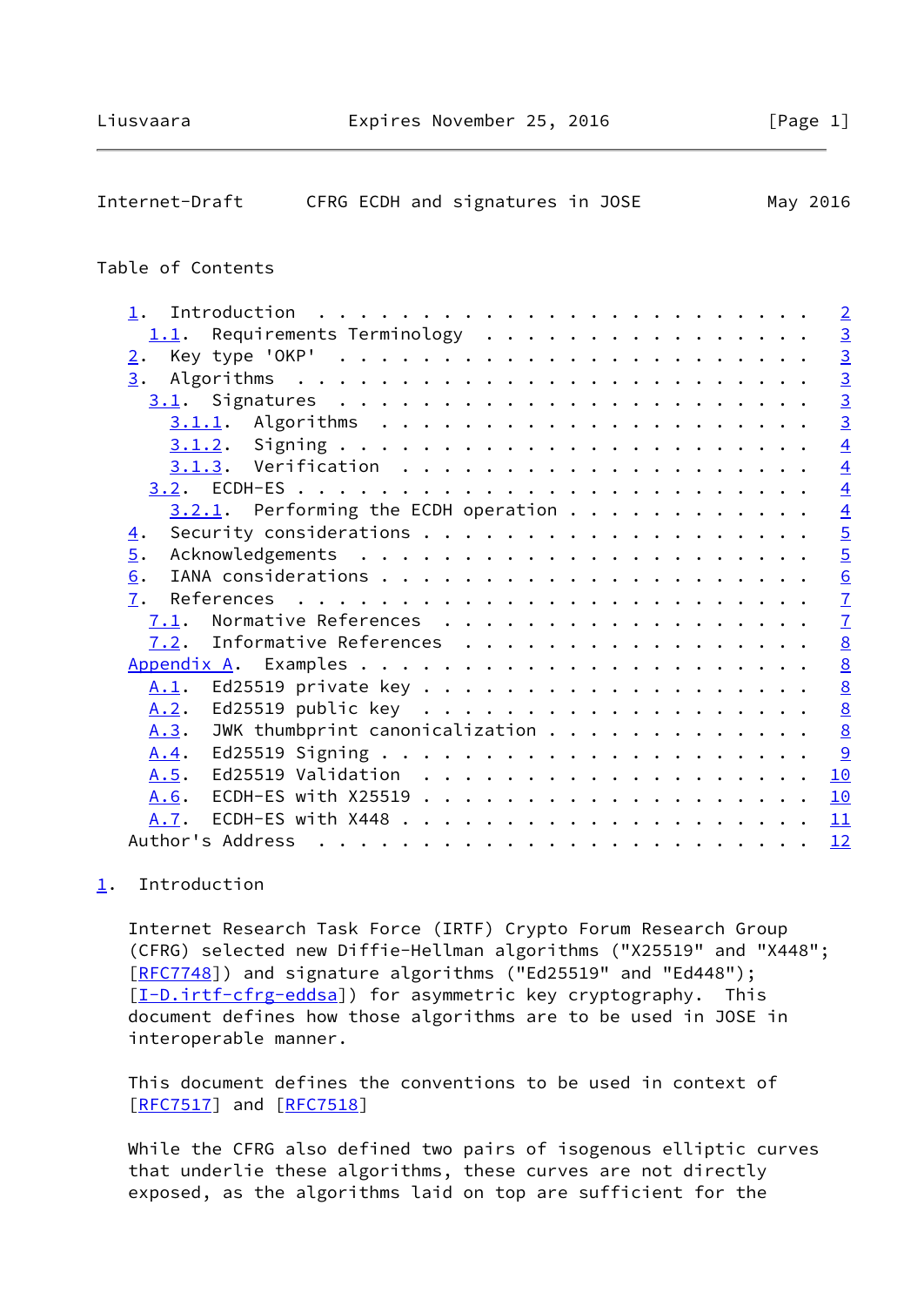## Table of Contents

```
   1.  Introduction . . . . . . . . . . . . . . . . . . . . . . . .   2
     1.1.  Requirements Terminology . . . . . . . . . . . . . . . .   3
   2.  Key type 'OKP' . . . . . . . . . . . . . . . . . . . . . . .   3
   3.  Algorithms . . . . . . . . . . . . . . . . . . . . . . . . .   3
     3.1.  Signatures . . . . . . . . . . . . . . . . . . . . . . .   3
       3.1.1.  Algorithms . . . . . . . . . . . . . . . . . . . . .   3
       3.1.2.  Signing  . . . . . . . . . . . . . . . . . . . . . .   4
       3.1.3.  Verification . . . . . . . . . . . . . . . . . . . .   4
     3.2.  ECDH-ES  . . . . . . . . . . . . . . . . . . . . . . . .   4
       3.2.1.  Performing the ECDH operation . . . . . . . . . . . .   4
   4.  Security considerations . . . . . . . . . . . . . . . . . . .   5
   5.  Acknowledgements . . . . . . . . . . . . . . . . . . . . . .   5
   6.  IANA considerations . . . . . . . . . . . . . . . . . . . . .   6
   7.  References . . . . . . . . . . . . . . . . . . . . . . . . .   7
     7.1.  Normative References . . . . . . . . . . . . . . . . . .   7
     7.2.  Informative References . . . . . . . . . . . . . . . . .   8
   Appendix A.  Examples . . . . . . . . . . . . . . . . . . . . . .   8
     A.1.  Ed25519 private key . . . . . . . . . . . . . . . . . . .   8
     A.2.  Ed25519 public key  . . . . . . . . . . . . . . . . . . .   8
     A.3.  JWK thumbprint canonicalization . . . . . . . . . . . . .   8
     A.4.  Ed25519 Signing . . . . . . . . . . . . . . . . . . . . .   9
     A.5.  Ed25519 Validation  . . . . . . . . . . . . . . . . . . .  10
     A.6.  ECDH-ES with X25519 . . . . . . . . . . . . . . . . . . .  10
     A.7.  ECDH-ES with X448 . . . . . . . . . . . . . . . . . . . .  11
   Author's Address . . . . . . . . . . . . . . . . . . . . . . . .  12
```

## 1. Introduction

Internet Research Task Force (IRTF) Crypto Forum Research Group (CFRG) selected new Diffie-Hellman algorithms ("X25519" and "X448"; [RFC7748]) and signature algorithms ("Ed25519" and "Ed448"); [I-D.irtf-cfrg-eddsa]) for asymmetric key cryptography. This document defines how those algorithms are to be used in JOSE in interoperable manner.

This document defines the conventions to be used in context of [RFC7517] and [RFC7518]

While the CFRG also defined two pairs of isogenous elliptic curves that underlie these algorithms, these curves are not directly exposed, as the algorithms laid on top are sufficient for the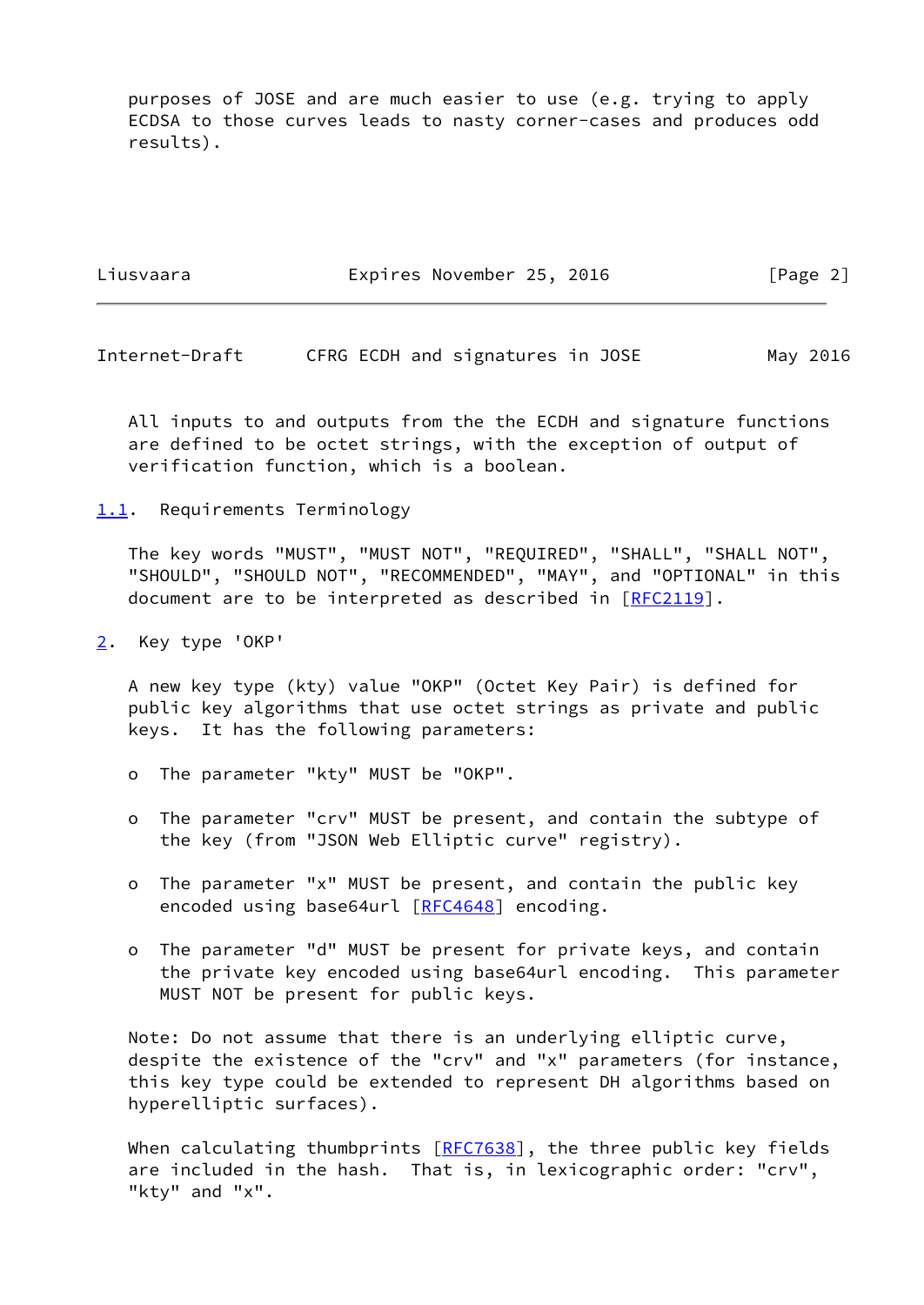purposes of JOSE and are much easier to use (e.g. trying to apply ECDSA to those curves leads to nasty corner-cases and produces odd results).

All inputs to and outputs from the the ECDH and signature functions are defined to be octet strings, with the exception of output of verification function, which is a boolean.

### 1.1. Requirements Terminology

The key words "MUST", "MUST NOT", "REQUIRED", "SHALL", "SHALL NOT", "SHOULD", "SHOULD NOT", "RECOMMENDED", "MAY", and "OPTIONAL" in this document are to be interpreted as described in [RFC2119].

## 2. Key type 'OKP'

A new key type (kty) value "OKP" (Octet Key Pair) is defined for public key algorithms that use octet strings as private and public keys. It has the following parameters:

- The parameter "kty" MUST be "OKP".
- The parameter "crv" MUST be present, and contain the subtype of the key (from "JSON Web Elliptic curve" registry).
- The parameter "x" MUST be present, and contain the public key encoded using base64url [RFC4648] encoding.
- The parameter "d" MUST be present for private keys, and contain the private key encoded using base64url encoding. This parameter MUST NOT be present for public keys.

Note: Do not assume that there is an underlying elliptic curve, despite the existence of the "crv" and "x" parameters (for instance, this key type could be extended to represent DH algorithms based on hyperelliptic surfaces).

When calculating thumbprints [RFC7638], the three public key fields are included in the hash. That is, in lexicographic order: "crv", "kty" and "x".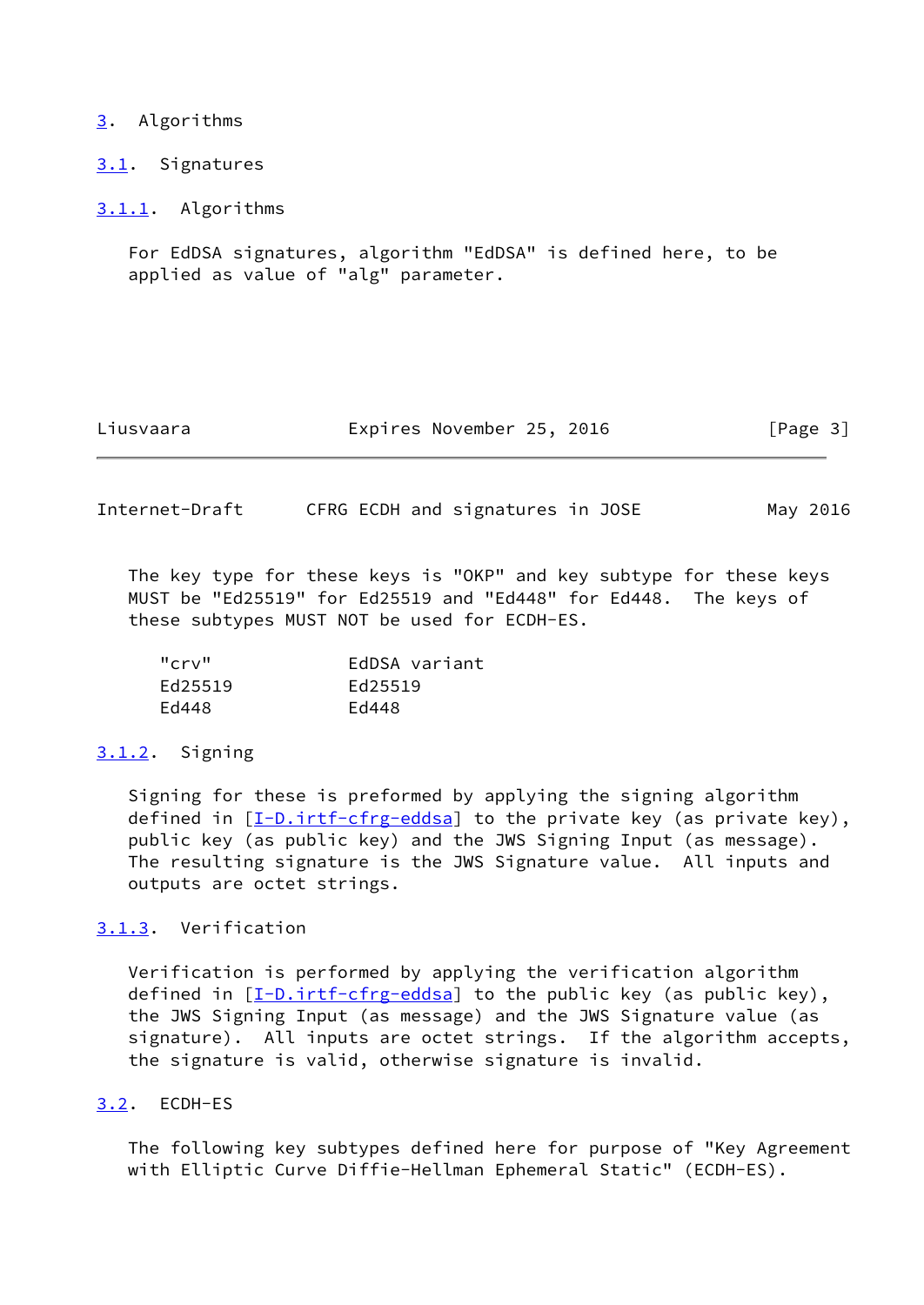# 3. Algorithms

## 3.1. Signatures

### 3.1.1. Algorithms

For EdDSA signatures, algorithm "EdDSA" is defined here, to be applied as value of "alg" parameter.

The key type for these keys is "OKP" and key subtype for these keys MUST be "Ed25519" for Ed25519 and "Ed448" for Ed448. The keys of these subtypes MUST NOT be used for ECDH-ES.

| "crv" | EdDSA variant |
| --- | --- |
| Ed25519 | Ed25519 |
| Ed448 | Ed448 |

### 3.1.2. Signing

Signing for these is preformed by applying the signing algorithm defined in [I-D.irtf-cfrg-eddsa] to the private key (as private key), public key (as public key) and the JWS Signing Input (as message). The resulting signature is the JWS Signature value. All inputs and outputs are octet strings.

### 3.1.3. Verification

Verification is performed by applying the verification algorithm defined in [I-D.irtf-cfrg-eddsa] to the public key (as public key), the JWS Signing Input (as message) and the JWS Signature value (as signature). All inputs are octet strings. If the algorithm accepts, the signature is valid, otherwise signature is invalid.

## 3.2. ECDH-ES

The following key subtypes defined here for purpose of "Key Agreement with Elliptic Curve Diffie-Hellman Ephemeral Static" (ECDH-ES).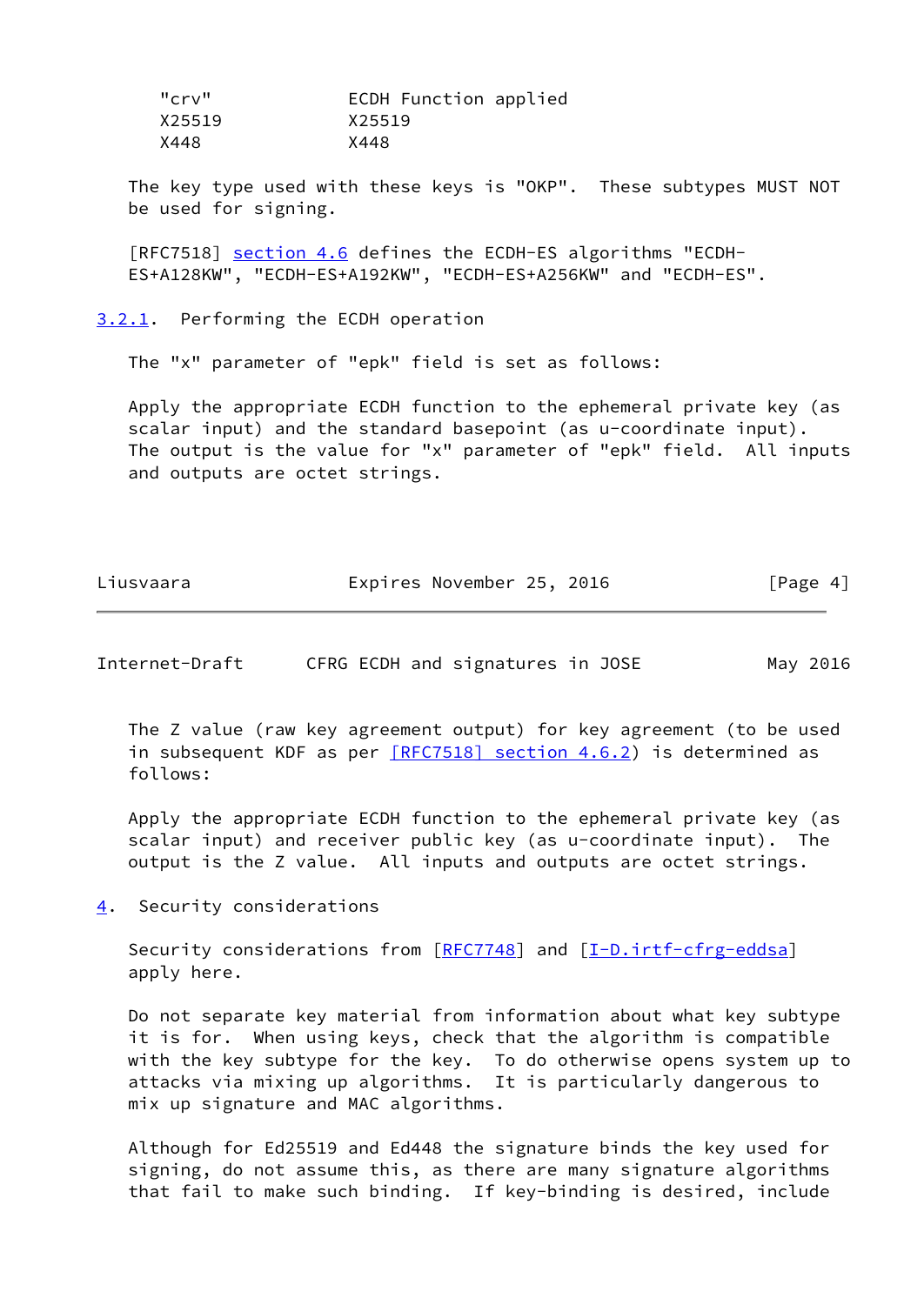| "crv" | ECDH Function applied |
| --- | --- |
| X25519 | X25519 |
| X448 | X448 |

The key type used with these keys is "OKP". These subtypes MUST NOT be used for signing.

[RFC7518] section 4.6 defines the ECDH-ES algorithms "ECDH-ES+A128KW", "ECDH-ES+A192KW", "ECDH-ES+A256KW" and "ECDH-ES".

### 3.2.1. Performing the ECDH operation

The "x" parameter of "epk" field is set as follows:

Apply the appropriate ECDH function to the ephemeral private key (as scalar input) and the standard basepoint (as u-coordinate input). The output is the value for "x" parameter of "epk" field. All inputs and outputs are octet strings.

The Z value (raw key agreement output) for key agreement (to be used in subsequent KDF as per [RFC7518] section 4.6.2) is determined as follows:

Apply the appropriate ECDH function to the ephemeral private key (as scalar input) and receiver public key (as u-coordinate input). The output is the Z value. All inputs and outputs are octet strings.

## 4. Security considerations

Security considerations from [RFC7748] and [I-D.irtf-cfrg-eddsa] apply here.

Do not separate key material from information about what key subtype it is for. When using keys, check that the algorithm is compatible with the key subtype for the key. To do otherwise opens system up to attacks via mixing up algorithms. It is particularly dangerous to mix up signature and MAC algorithms.

Although for Ed25519 and Ed448 the signature binds the key used for signing, do not assume this, as there are many signature algorithms that fail to make such binding. If key-binding is desired, include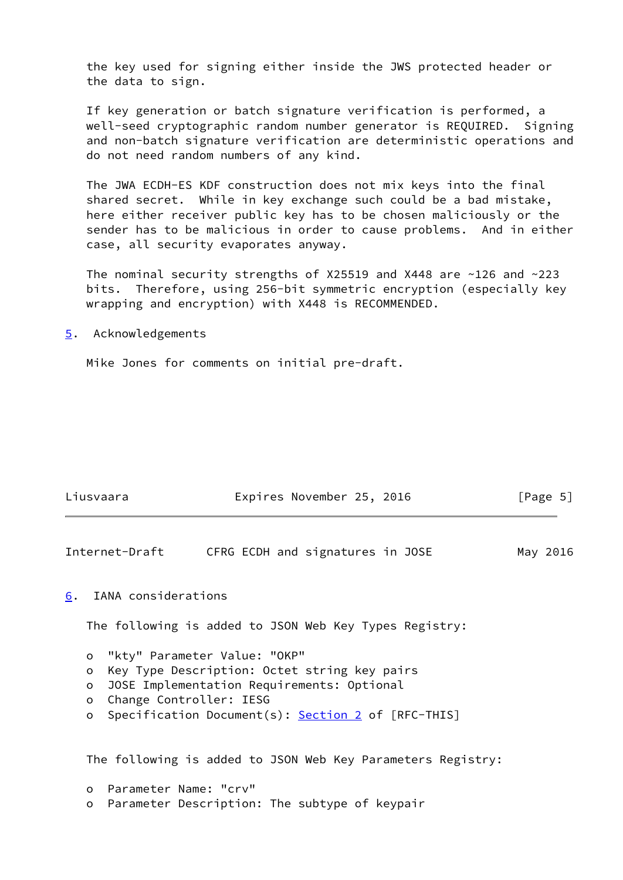the key used for signing either inside the JWS protected header or the data to sign.

If key generation or batch signature verification is performed, a well-seed cryptographic random number generator is REQUIRED. Signing and non-batch signature verification are deterministic operations and do not need random numbers of any kind.

The JWA ECDH-ES KDF construction does not mix keys into the final shared secret. While in key exchange such could be a bad mistake, here either receiver public key has to be chosen maliciously or the sender has to be malicious in order to cause problems. And in either case, all security evaporates anyway.

The nominal security strengths of X25519 and X448 are ~126 and ~223 bits. Therefore, using 256-bit symmetric encryption (especially key wrapping and encryption) with X448 is RECOMMENDED.

## 5. Acknowledgements

Mike Jones for comments on initial pre-draft.

## 6. IANA considerations

The following is added to JSON Web Key Types Registry:

- "kty" Parameter Value: "OKP"
- Key Type Description: Octet string key pairs
- JOSE Implementation Requirements: Optional
- Change Controller: IESG
- Specification Document(s): Section 2 of [RFC-THIS]

The following is added to JSON Web Key Parameters Registry:

- Parameter Name: "crv"
- Parameter Description: The subtype of keypair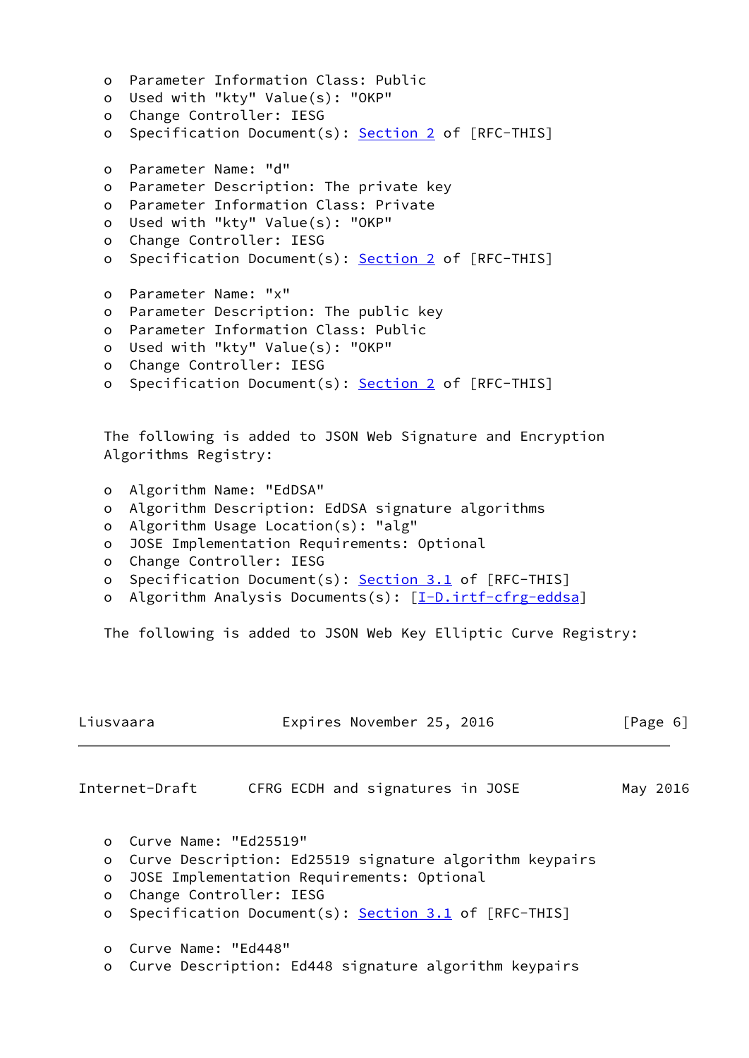- Parameter Information Class: Public
- Used with "kty" Value(s): "OKP"
- Change Controller: IESG
- Specification Document(s): Section 2 of [RFC-THIS]

- Parameter Name: "d"
- Parameter Description: The private key
- Parameter Information Class: Private
- Used with "kty" Value(s): "OKP"
- Change Controller: IESG
- Specification Document(s): Section 2 of [RFC-THIS]

- Parameter Name: "x"
- Parameter Description: The public key
- Parameter Information Class: Public
- Used with "kty" Value(s): "OKP"
- Change Controller: IESG
- Specification Document(s): Section 2 of [RFC-THIS]

The following is added to JSON Web Signature and Encryption Algorithms Registry:

- Algorithm Name: "EdDSA"
- Algorithm Description: EdDSA signature algorithms
- Algorithm Usage Location(s): "alg"
- JOSE Implementation Requirements: Optional
- Change Controller: IESG
- Specification Document(s): Section 3.1 of [RFC-THIS]
- Algorithm Analysis Documents(s): [I-D.irtf-cfrg-eddsa]

The following is added to JSON Web Key Elliptic Curve Registry:

- Curve Name: "Ed25519"
- Curve Description: Ed25519 signature algorithm keypairs
- JOSE Implementation Requirements: Optional
- Change Controller: IESG
- Specification Document(s): Section 3.1 of [RFC-THIS]

- Curve Name: "Ed448"
- Curve Description: Ed448 signature algorithm keypairs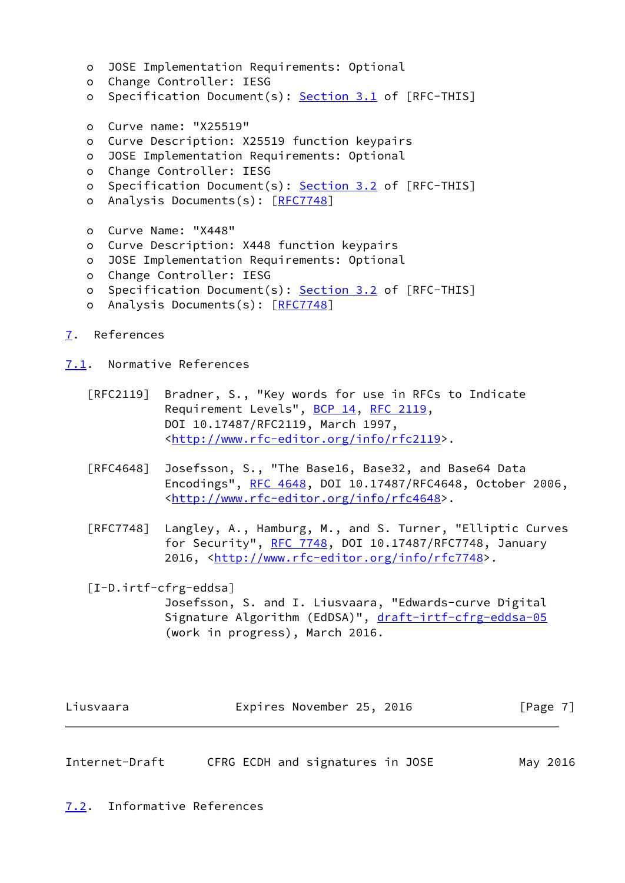- JOSE Implementation Requirements: Optional
- Change Controller: IESG
- Specification Document(s): Section 3.1 of [RFC-THIS]

- Curve name: "X25519"
- Curve Description: X25519 function keypairs
- JOSE Implementation Requirements: Optional
- Change Controller: IESG
- Specification Document(s): Section 3.2 of [RFC-THIS]
- Analysis Documents(s): [RFC7748]

- Curve Name: "X448"
- Curve Description: X448 function keypairs
- JOSE Implementation Requirements: Optional
- Change Controller: IESG
- Specification Document(s): Section 3.2 of [RFC-THIS]
- Analysis Documents(s): [RFC7748]

## 7. References

### 7.1. Normative References

[RFC2119] Bradner, S., "Key words for use in RFCs to Indicate Requirement Levels", BCP 14, RFC 2119, DOI 10.17487/RFC2119, March 1997, <http://www.rfc-editor.org/info/rfc2119>.

[RFC4648] Josefsson, S., "The Base16, Base32, and Base64 Data Encodings", RFC 4648, DOI 10.17487/RFC4648, October 2006, <http://www.rfc-editor.org/info/rfc4648>.

[RFC7748] Langley, A., Hamburg, M., and S. Turner, "Elliptic Curves for Security", RFC 7748, DOI 10.17487/RFC7748, January 2016, <http://www.rfc-editor.org/info/rfc7748>.

[I-D.irtf-cfrg-eddsa] Josefsson, S. and I. Liusvaara, "Edwards-curve Digital Signature Algorithm (EdDSA)", draft-irtf-cfrg-eddsa-05 (work in progress), March 2016.

### 7.2. Informative References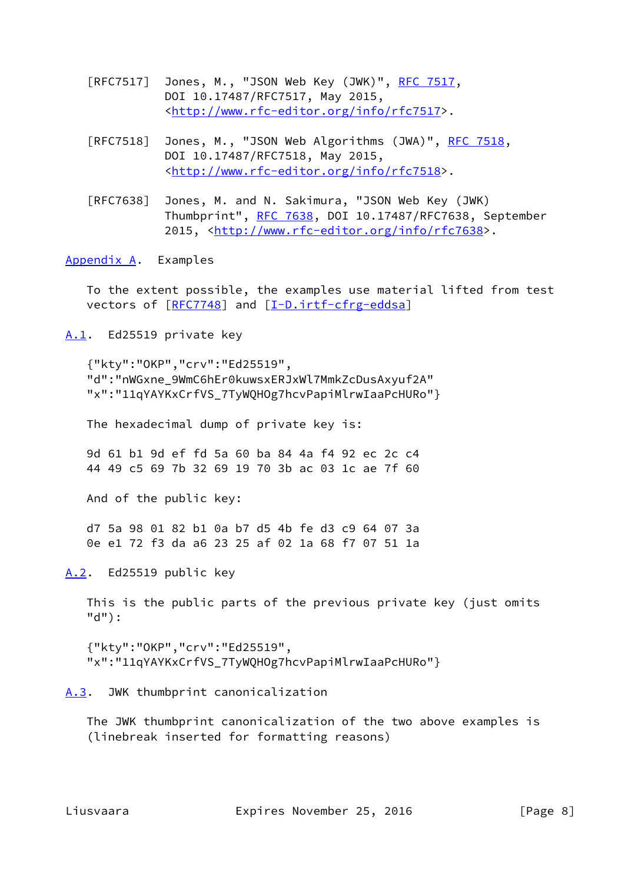[RFC7517] Jones, M., "JSON Web Key (JWK)", RFC 7517, DOI 10.17487/RFC7517, May 2015, <http://www.rfc-editor.org/info/rfc7517>.

[RFC7518] Jones, M., "JSON Web Algorithms (JWA)", RFC 7518, DOI 10.17487/RFC7518, May 2015, <http://www.rfc-editor.org/info/rfc7518>.

[RFC7638] Jones, M. and N. Sakimura, "JSON Web Key (JWK) Thumbprint", RFC 7638, DOI 10.17487/RFC7638, September 2015, <http://www.rfc-editor.org/info/rfc7638>.

# Appendix A. Examples

To the extent possible, the examples use material lifted from test vectors of [RFC7748] and [I-D.irtf-cfrg-eddsa]

## A.1. Ed25519 private key

```
{"kty":"OKP","crv":"Ed25519",
"d":"nWGxne_9WmC6hEr0kuwsxERJxWl7MmkZcDusAxyuf2A"
"x":"11qYAYKxCrfVS_7TyWQHOg7hcvPapiMlrwIaaPcHURo"}
```

The hexadecimal dump of private key is:

```
9d 61 b1 9d ef fd 5a 60 ba 84 4a f4 92 ec 2c c4
44 49 c5 69 7b 32 69 19 70 3b ac 03 1c ae 7f 60
```

And of the public key:

```
d7 5a 98 01 82 b1 0a b7 d5 4b fe d3 c9 64 07 3a
0e e1 72 f3 da a6 23 25 af 02 1a 68 f7 07 51 1a
```

## A.2. Ed25519 public key

This is the public parts of the previous private key (just omits "d"):

```
{"kty":"OKP","crv":"Ed25519",
"x":"11qYAYKxCrfVS_7TyWQHOg7hcvPapiMlrwIaaPcHURo"}
```

## A.3. JWK thumbprint canonicalization

The JWK thumbprint canonicalization of the two above examples is (linebreak inserted for formatting reasons)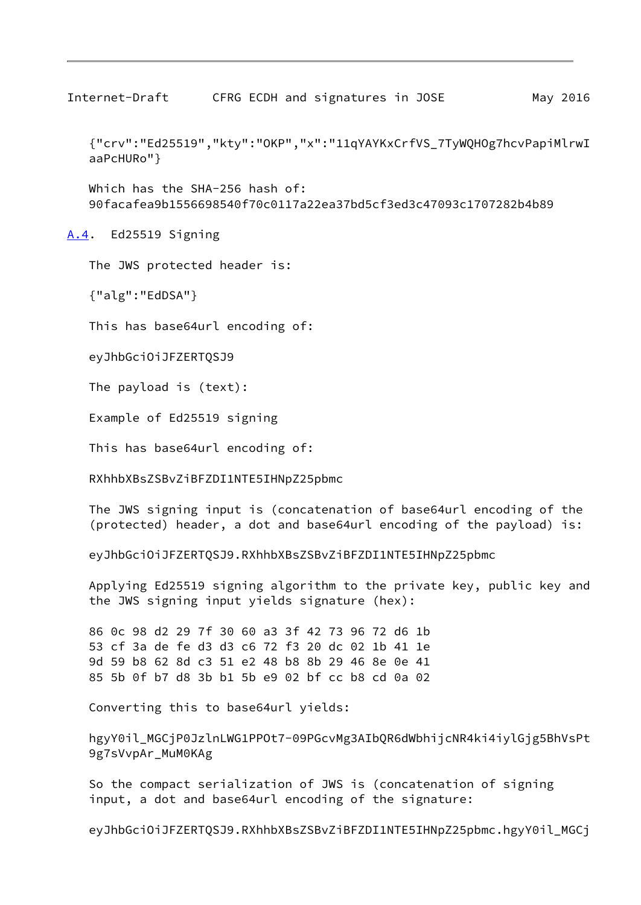```
{"crv":"Ed25519","kty":"OKP","x":"11qYAYKxCrfVS_7TyWQHOg7hcvPapiMlrwI
aaPcHURo"}
```

Which has the SHA-256 hash of:
90facafea9b1556698540f70c0117a22ea37bd5cf3ed3c47093c1707282b4b89

### A.4. Ed25519 Signing

The JWS protected header is:

```
{"alg":"EdDSA"}
```

This has base64url encoding of:

```
eyJhbGciOiJFZERTQSJ9
```

The payload is (text):

```
Example of Ed25519 signing
```

This has base64url encoding of:

```
RXhhbXBsZSBvZiBFZDI1NTE5IHNpZ25pbmc
```

The JWS signing input is (concatenation of base64url encoding of the (protected) header, a dot and base64url encoding of the payload) is:

```
eyJhbGciOiJFZERTQSJ9.RXhhbXBsZSBvZiBFZDI1NTE5IHNpZ25pbmc
```

Applying Ed25519 signing algorithm to the private key, public key and the JWS signing input yields signature (hex):

```
86 0c 98 d2 29 7f 30 60 a3 3f 42 73 96 72 d6 1b
53 cf 3a de fe d3 d3 c6 72 f3 20 dc 02 1b 41 1e
9d 59 b8 62 8d c3 51 e2 48 b8 8b 29 46 8e 0e 41
85 5b 0f b7 d8 3b b1 5b e9 02 bf cc b8 cd 0a 02
```

Converting this to base64url yields:

```
hgyY0il_MGCjP0JzlnLWG1PPOt7-09PGcvMg3AIbQR6dWbhijcNR4ki4iylGjg5BhVsPt
9g7sVvpAr_MuM0KAg
```

So the compact serialization of JWS is (concatenation of signing input, a dot and base64url encoding of the signature:

```
eyJhbGciOiJFZERTQSJ9.RXhhbXBsZSBvZiBFZDI1NTE5IHNpZ25pbmc.hgyY0il_MGCj
```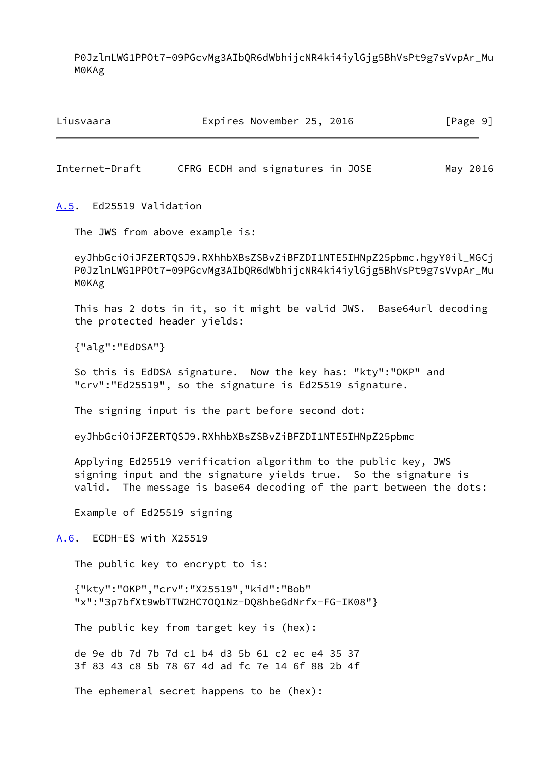```
P0JzlnLWG1PPOt7-09PGcvMg3AIbQR6dWbhijcNR4ki4iylGjg5BhVsPt9g7sVvpAr_Mu
M0KAg
```

### A.5. Ed25519 Validation

The JWS from above example is:

```
eyJhbGciOiJFZERTQSJ9.RXhhbXBsZSBvZiBFZDI1NTE5IHNpZ25pbmc.hgyY0il_MGCj
P0JzlnLWG1PPOt7-09PGcvMg3AIbQR6dWbhijcNR4ki4iylGjg5BhVsPt9g7sVvpAr_Mu
M0KAg
```

This has 2 dots in it, so it might be valid JWS. Base64url decoding the protected header yields:

```
{"alg":"EdDSA"}
```

So this is EdDSA signature. Now the key has: "kty":"OKP" and "crv":"Ed25519", so the signature is Ed25519 signature.

The signing input is the part before second dot:

```
eyJhbGciOiJFZERTQSJ9.RXhhbXBsZSBvZiBFZDI1NTE5IHNpZ25pbmc
```

Applying Ed25519 verification algorithm to the public key, JWS signing input and the signature yields true. So the signature is valid. The message is base64 decoding of the part between the dots:

```
Example of Ed25519 signing
```

### A.6. ECDH-ES with X25519

The public key to encrypt to is:

```
{"kty":"OKP","crv":"X25519","kid":"Bob"
"x":"3p7bfXt9wbTTW2HC7OQ1Nz-DQ8hbeGdNrfx-FG-IK08"}
```

The public key from target key is (hex):

```
de 9e db 7d 7b 7d c1 b4 d3 5b 61 c2 ec e4 35 37
3f 83 43 c8 5b 78 67 4d ad fc 7e 14 6f 88 2b 4f
```

The ephemeral secret happens to be (hex):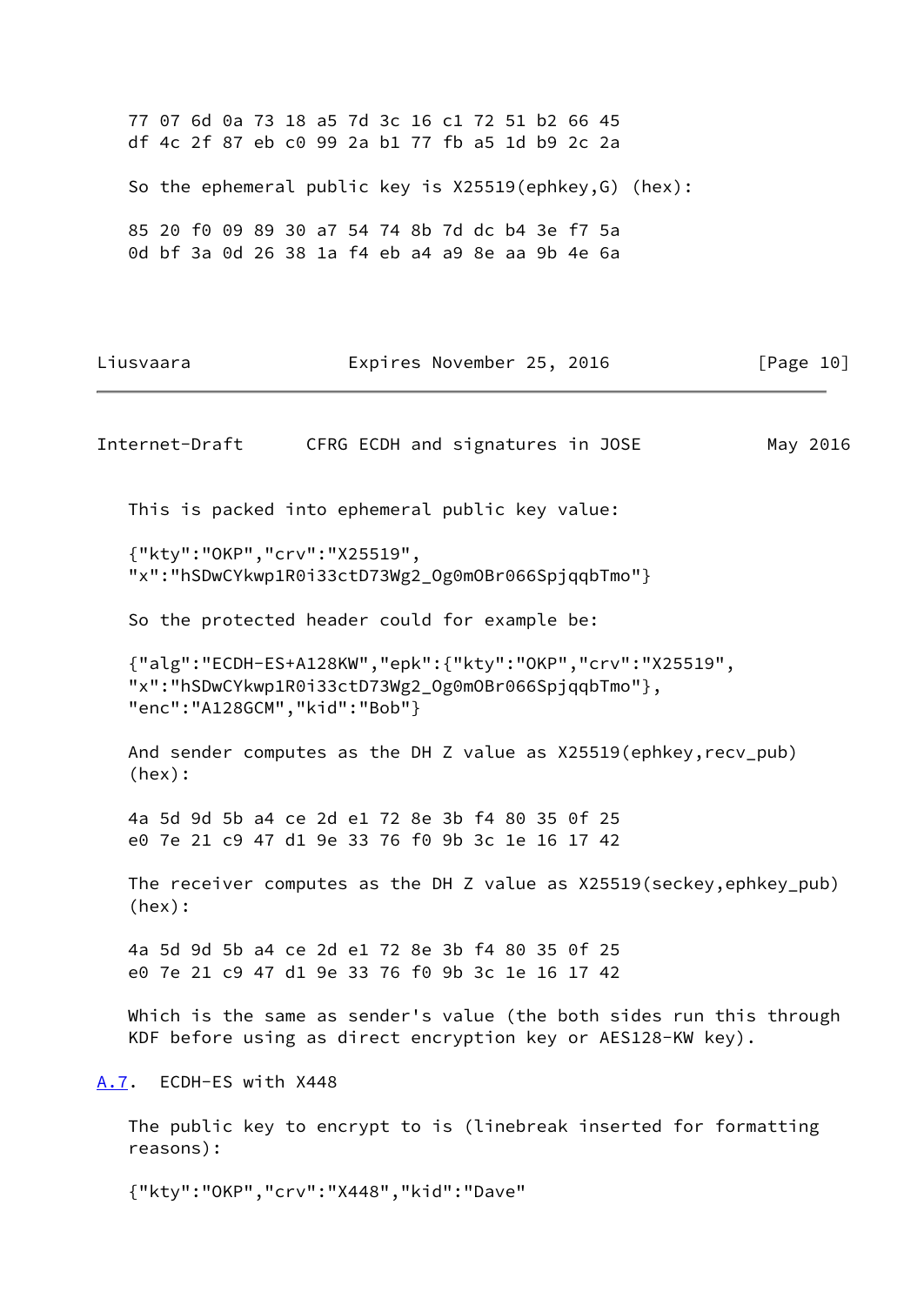```
77 07 6d 0a 73 18 a5 7d 3c 16 c1 72 51 b2 66 45
df 4c 2f 87 eb c0 99 2a b1 77 fb a5 1d b9 2c 2a
```

So the ephemeral public key is X25519(ephkey,G) (hex):

```
85 20 f0 09 89 30 a7 54 74 8b 7d dc b4 3e f7 5a
0d bf 3a 0d 26 38 1a f4 eb a4 a9 8e aa 9b 4e 6a
```

This is packed into ephemeral public key value:

```
{"kty":"OKP","crv":"X25519",
"x":"hSDwCYkwp1R0i33ctD73Wg2_Og0mOBr066SpjqqbTmo"}
```

So the protected header could for example be:

```
{"alg":"ECDH-ES+A128KW","epk":{"kty":"OKP","crv":"X25519",
"x":"hSDwCYkwp1R0i33ctD73Wg2_Og0mOBr066SpjqqbTmo"},
"enc":"A128GCM","kid":"Bob"}
```

And sender computes as the DH Z value as X25519(ephkey,recv_pub) (hex):

```
4a 5d 9d 5b a4 ce 2d e1 72 8e 3b f4 80 35 0f 25
e0 7e 21 c9 47 d1 9e 33 76 f0 9b 3c 1e 16 17 42
```

The receiver computes as the DH Z value as X25519(seckey,ephkey_pub) (hex):

```
4a 5d 9d 5b a4 ce 2d e1 72 8e 3b f4 80 35 0f 25
e0 7e 21 c9 47 d1 9e 33 76 f0 9b 3c 1e 16 17 42
```

Which is the same as sender's value (the both sides run this through KDF before using as direct encryption key or AES128-KW key).

## A.7. ECDH-ES with X448

The public key to encrypt to is (linebreak inserted for formatting reasons):

```
{"kty":"OKP","crv":"X448","kid":"Dave"
```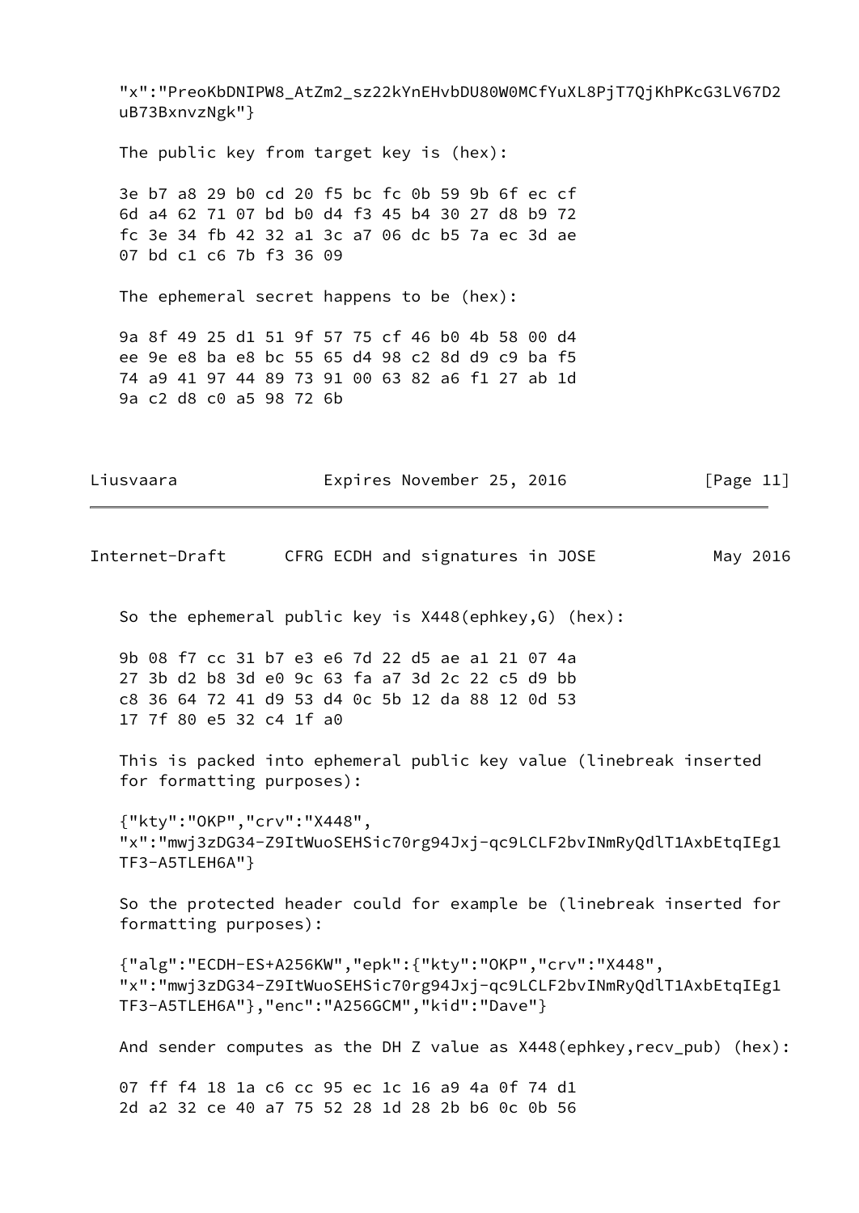"x":"PreoKbDNIPW8_AtZm2_sz22kYnEHvbDU80W0MCfYuXL8PjT7QjKhPKcG3LV67D2
uB73BxnvzNgk"}

The public key from target key is (hex):

```
3e b7 a8 29 b0 cd 20 f5 bc fc 0b 59 9b 6f ec cf
6d a4 62 71 07 bd b0 d4 f3 45 b4 30 27 d8 b9 72
fc 3e 34 fb 42 32 a1 3c a7 06 dc b5 7a ec 3d ae
07 bd c1 c6 7b f3 36 09
```

The ephemeral secret happens to be (hex):

```
9a 8f 49 25 d1 51 9f 57 75 cf 46 b0 4b 58 00 d4
ee 9e e8 ba e8 bc 55 65 d4 98 c2 8d d9 c9 ba f5
74 a9 41 97 44 89 73 91 00 63 82 a6 f1 27 ab 1d
9a c2 d8 c0 a5 98 72 6b
```

So the ephemeral public key is X448(ephkey,G) (hex):

```
9b 08 f7 cc 31 b7 e3 e6 7d 22 d5 ae a1 21 07 4a
27 3b d2 b8 3d e0 9c 63 fa a7 3d 2c 22 c5 d9 bb
c8 36 64 72 41 d9 53 d4 0c 5b 12 da 88 12 0d 53
17 7f 80 e5 32 c4 1f a0
```

This is packed into ephemeral public key value (linebreak inserted for formatting purposes):

```
{"kty":"OKP","crv":"X448",
"x":"mwj3zDG34-Z9ItWuoSEHSic70rg94Jxj-qc9LCLF2bvINmRyQdlT1AxbEtqIEg1
TF3-A5TLEH6A"}
```

So the protected header could for example be (linebreak inserted for formatting purposes):

```
{"alg":"ECDH-ES+A256KW","epk":{"kty":"OKP","crv":"X448",
"x":"mwj3zDG34-Z9ItWuoSEHSic70rg94Jxj-qc9LCLF2bvINmRyQdlT1AxbEtqIEg1
TF3-A5TLEH6A"},"enc":"A256GCM","kid":"Dave"}
```

And sender computes as the DH Z value as X448(ephkey,recv_pub) (hex):

```
07 ff f4 18 1a c6 cc 95 ec 1c 16 a9 4a 0f 74 d1
2d a2 32 ce 40 a7 75 52 28 1d 28 2b b6 0c 0b 56
```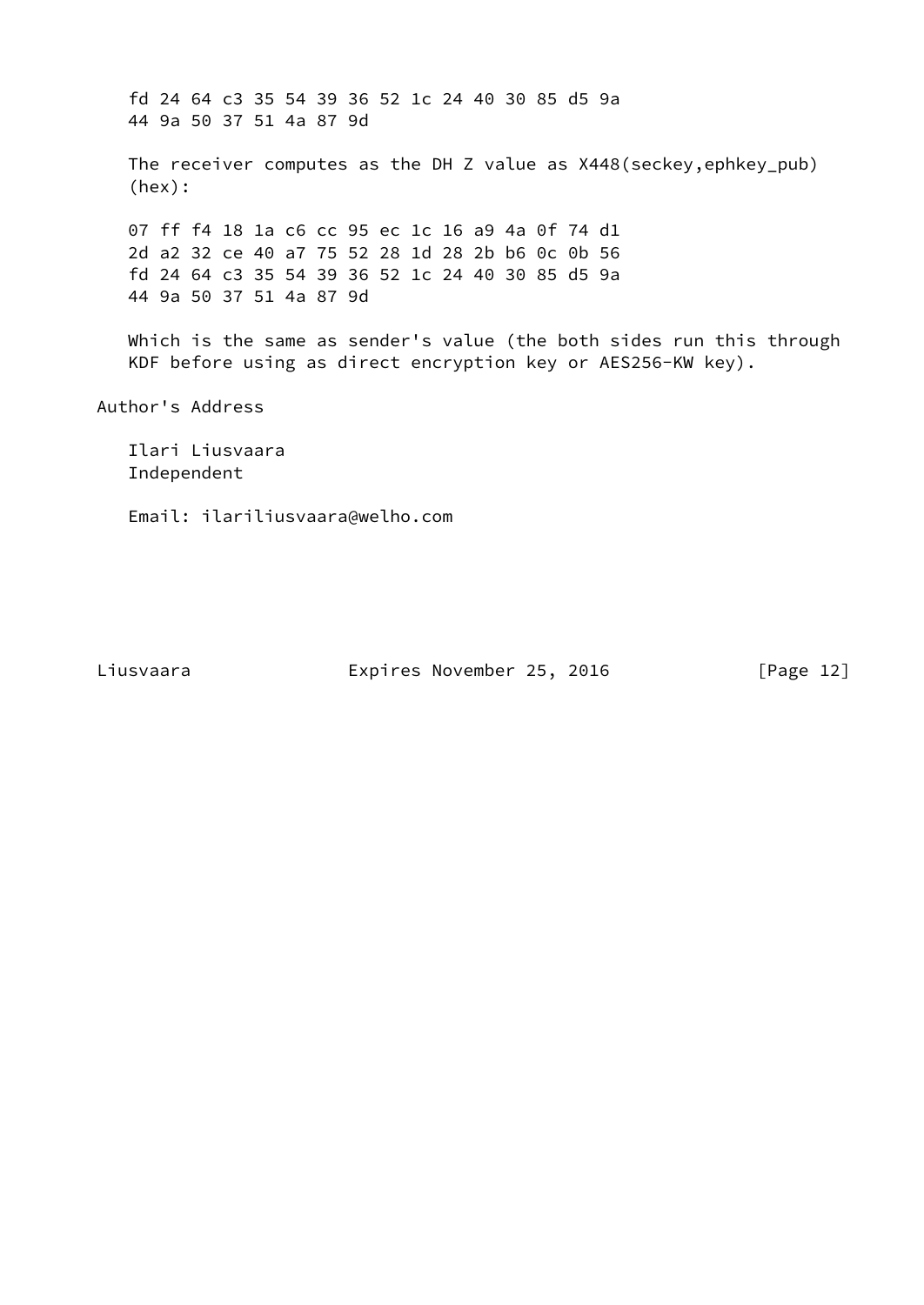```
fd 24 64 c3 35 54 39 36 52 1c 24 40 30 85 d5 9a
44 9a 50 37 51 4a 87 9d
```

The receiver computes as the DH Z value as X448(seckey,ephkey_pub) (hex):

```
07 ff f4 18 1a c6 cc 95 ec 1c 16 a9 4a 0f 74 d1
2d a2 32 ce 40 a7 75 52 28 1d 28 2b b6 0c 0b 56
fd 24 64 c3 35 54 39 36 52 1c 24 40 30 85 d5 9a
44 9a 50 37 51 4a 87 9d
```

Which is the same as sender's value (the both sides run this through KDF before using as direct encryption key or AES256-KW key).

# Author's Address

Ilari Liusvaara
Independent

Email: ilariliusvaara@welho.com